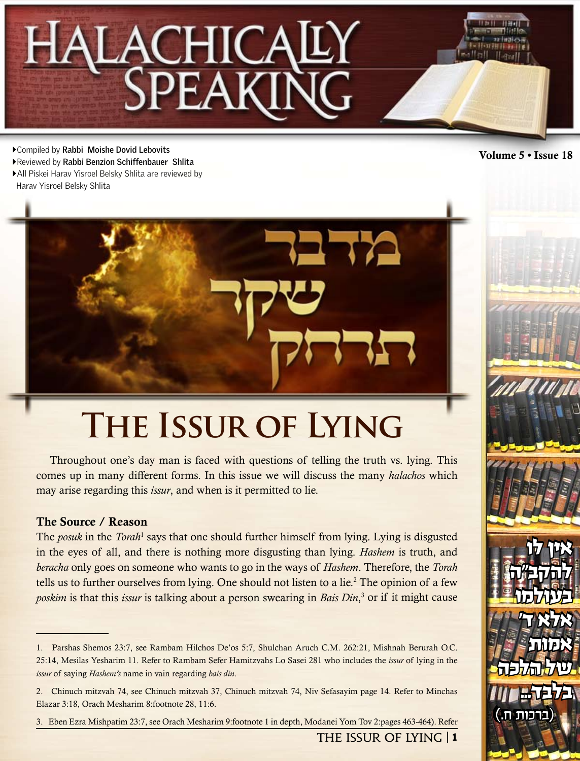# HALACHICALLY SPEAKING

- Compiled by **Rabbi Moishe Dovid Lebovits**
- Reviewed by **Rabbi Benzion Schiffenbauer Shlita**
- All Piskei Harav Yisroel Belsky Shlita are reviewed by Harav Yisroel Belsky Shlita

**Volume 5 • Issue 18**

מדבר שקר תרחק

# THE ISSUR OF LYING

Throughout one's day man is faced with questions of telling the truth vs. lying. This comes up in many different forms. In this issue we will discuss the many *halachos* which may arise regarding this *issur*, and when is it permitted to lie.

## The Source / Reason

The *posuk* in the *Torah*[1] says that one should further himself from lying. Lying is disgusted in the eyes of all, and there is nothing more disgusting than lying. *Hashem* is truth, and *beracha* only goes on someone who wants to go in the ways of *Hashem*. Therefore, the *Torah* tells us to further ourselves from lying. One should not listen to a lie.[2] The opinion of a few *poskim* is that this *issur* is talking about a person swearing in *Bais Din*,[3] or if it might cause

**אין לו להקב"ה בעולמו אלא ד' אמות של הלכה בלבד...**
**(ברכות ח.)**

---

1. Parshas Shemos 23:7, see Rambam Hilchos De'os 5:7, Shulchan Aruch C.M. 262:21, Mishnah Berurah O.C. 25:14, Mesilas Yesharim 11. Refer to Rambam Sefer Hamitzvahs Lo Sasei 281 who includes the *issur* of lying in the *issur* of saying *Hashem's* name in vain regarding *bais din*.

2. Chinuch mitzvah 74, see Chinuch mitzvah 37, Chinuch mitzvah 74, Niv Sefasayim page 14. Refer to Minchas Elazar 3:18, Orach Mesharim 8:footnote 28, 11:6.

3. Eben Ezra Mishpatim 23:7, see Orach Mesharim 9:footnote 1 in depth, Modanei Yom Tov 2:pages 463-464). Refer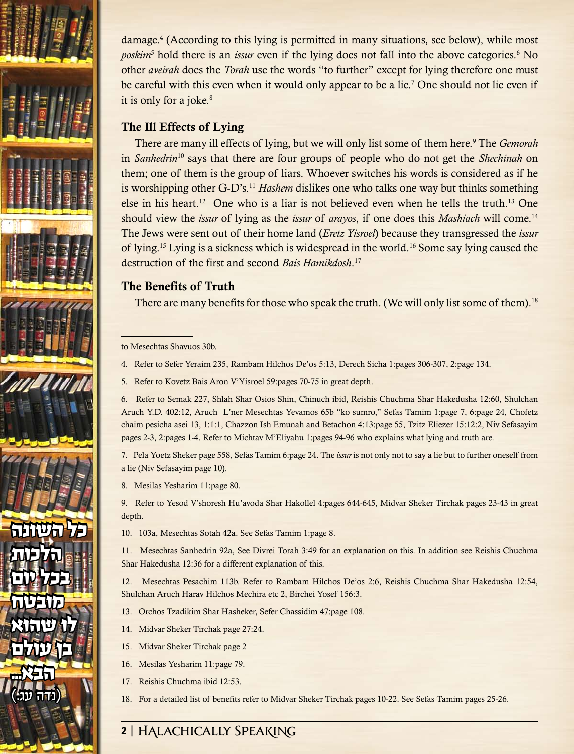damage.[4] (According to this lying is permitted in many situations, see below), while most *poskim*[5] hold there is an *issur* even if the lying does not fall into the above categories.[6] No other *aveirah* does the *Torah* use the words "to further" except for lying therefore one must be careful with this even when it would only appear to be a lie.[7] One should not lie even if it is only for a joke.[8]

## The Ill Effects of Lying

There are many ill effects of lying, but we will only list some of them here.[9] The *Gemorah* in *Sanhedrin*[10] says that there are four groups of people who do not get the *Shechinah* on them; one of them is the group of liars. Whoever switches his words is considered as if he is worshipping other G-D's.[11] *Hashem* dislikes one who talks one way but thinks something else in his heart.[12] One who is a liar is not believed even when he tells the truth.[13] One should view the *issur* of lying as the *issur* of *arayos*, if one does this *Mashiach* will come.[14] The Jews were sent out of their home land (*Eretz Yisroel*) because they transgressed the *issur* of lying.[15] Lying is a sickness which is widespread in the world.[16] Some say lying caused the destruction of the first and second *Bais Hamikdosh*.[17]

## The Benefits of Truth

There are many benefits for those who speak the truth. (We will only list some of them).[18]

כל השונה הלכות בכל יום מובטח לו שהוא בן עולם הבא... (נדה עג.)

---

to Mesechtas Shavuos 30b.

4. Refer to Sefer Yeraim 235, Rambam Hilchos De'os 5:13, Derech Sicha 1:pages 306-307, 2:page 134.

5. Refer to Kovetz Bais Aron V'Yisroel 59:pages 70-75 in great depth.

6. Refer to Semak 227, Shlah Shar Osios Shin, Chinuch ibid, Reishis Chuchma Shar Hakedusha 12:60, Shulchan Aruch Y.D. 402:12, Aruch L'ner Mesechtas Yevamos 65b "ko sumro," Sefas Tamim 1:page 7, 6:page 24, Chofetz chaim pesicha asei 13, 1:1:1, Chazzon Ish Emunah and Betachon 4:13:page 55, Tzitz Eliezer 15:12:2, Niv Sefasayim pages 2-3, 2:pages 1-4. Refer to Michtav M'Eliyahu 1:pages 94-96 who explains what lying and truth are.

7. Pela Yoetz Sheker page 558, Sefas Tamim 6:page 24. The *issur* is not only not to say a lie but to further oneself from a lie (Niv Sefasayim page 10).

8. Mesilas Yesharim 11:page 80.

9. Refer to Yesod V'shoresh Hu'avoda Shar Hakollel 4:pages 644-645, Midvar Sheker Tirchak pages 23-43 in great depth.

10. 103a, Mesechtas Sotah 42a. See Sefas Tamim 1:page 8.

11. Mesechtas Sanhedrin 92a, See Divrei Torah 3:49 for an explanation on this. In addition see Reishis Chuchma Shar Hakedusha 12:36 for a different explanation of this.

12. Mesechtas Pesachim 113b. Refer to Rambam Hilchos De'os 2:6, Reishis Chuchma Shar Hakedusha 12:54, Shulchan Aruch Harav Hilchos Mechira etc 2, Birchei Yosef 156:3.

13. Orchos Tzadikim Shar Hasheker, Sefer Chassidim 47:page 108.

14. Midvar Sheker Tirchak page 27:24.

15. Midvar Sheker Tirchak page 2

16. Mesilas Yesharim 11:page 79.

17. Reishis Chuchma ibid 12:53.

18. For a detailed list of benefits refer to Midvar Sheker Tirchak pages 10-22. See Sefas Tamim pages 25-26.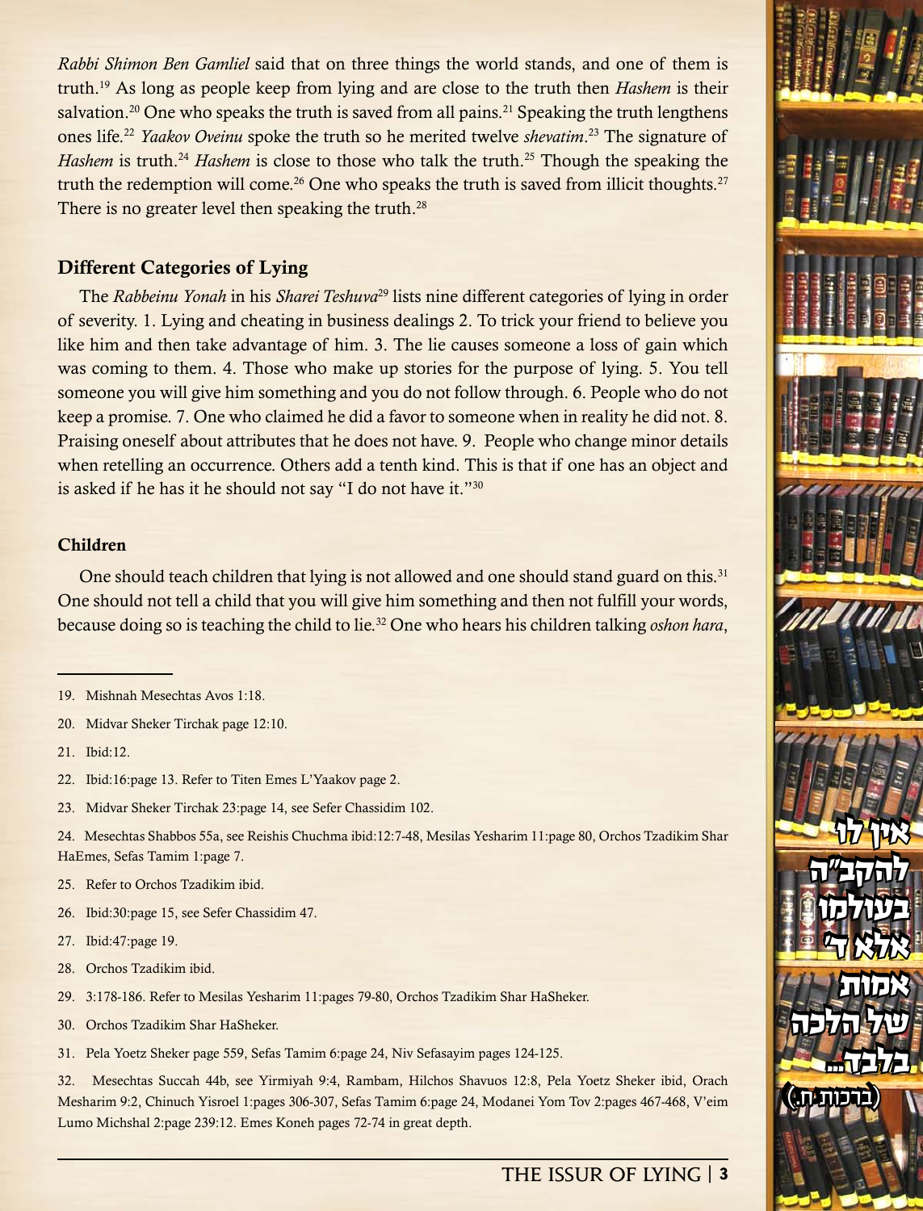*Rabbi Shimon Ben Gamliel* said that on three things the world stands, and one of them is truth.[19] As long as people keep from lying and are close to the truth then *Hashem* is their salvation.[20] One who speaks the truth is saved from all pains.[21] Speaking the truth lengthens ones life.[22] *Yaakov Oveinu* spoke the truth so he merited twelve *shevatim*.[23] The signature of *Hashem* is truth.[24] *Hashem* is close to those who talk the truth.[25] Though the speaking the truth the redemption will come.[26] One who speaks the truth is saved from illicit thoughts.[27] There is no greater level then speaking the truth.[28]

## Different Categories of Lying

The *Rabbeinu Yonah* in his *Sharei Teshuva*[29] lists nine different categories of lying in order of severity. 1. Lying and cheating in business dealings 2. To trick your friend to believe you like him and then take advantage of him. 3. The lie causes someone a loss of gain which was coming to them. 4. Those who make up stories for the purpose of lying. 5. You tell someone you will give him something and you do not follow through. 6. People who do not keep a promise. 7. One who claimed he did a favor to someone when in reality he did not. 8. Praising oneself about attributes that he does not have. 9. People who change minor details when retelling an occurrence. Others add a tenth kind. This is that if one has an object and is asked if he has it he should not say "I do not have it."[30]

### Children

One should teach children that lying is not allowed and one should stand guard on this.[31] One should not tell a child that you will give him something and then not fulfill your words, because doing so is teaching the child to lie.[32] One who hears his children talking *oshon hara*,

אין לו להקב"ה בעולמו אלא ד' אמות של הלכה בלבד... (ברכות ח.)

---

19. Mishnah Mesechtas Avos 1:18.

20. Midvar Sheker Tirchak page 12:10.

21. Ibid:12.

22. Ibid:16:page 13. Refer to Titen Emes L'Yaakov page 2.

23. Midvar Sheker Tirchak 23:page 14, see Sefer Chassidim 102.

24. Mesechtas Shabbos 55a, see Reishis Chuchma ibid:12:7-48, Mesilas Yesharim 11:page 80, Orchos Tzadikim Shar HaEmes, Sefas Tamim 1:page 7.

25. Refer to Orchos Tzadikim ibid.

26. Ibid:30:page 15, see Sefer Chassidim 47.

27. Ibid:47:page 19.

28. Orchos Tzadikim ibid.

29. 3:178-186. Refer to Mesilas Yesharim 11:pages 79-80, Orchos Tzadikim Shar HaSheker.

30. Orchos Tzadikim Shar HaSheker.

31. Pela Yoetz Sheker page 559, Sefas Tamim 6:page 24, Niv Sefasayim pages 124-125.

32. Mesechtas Succah 44b, see Yirmiyah 9:4, Rambam, Hilchos Shavuos 12:8, Pela Yoetz Sheker ibid, Orach Mesharim 9:2, Chinuch Yisroel 1:pages 306-307, Sefas Tamim 6:page 24, Modanei Yom Tov 2:pages 467-468, V'eim Lumo Michshal 2:page 239:12. Emes Koneh pages 72-74 in great depth.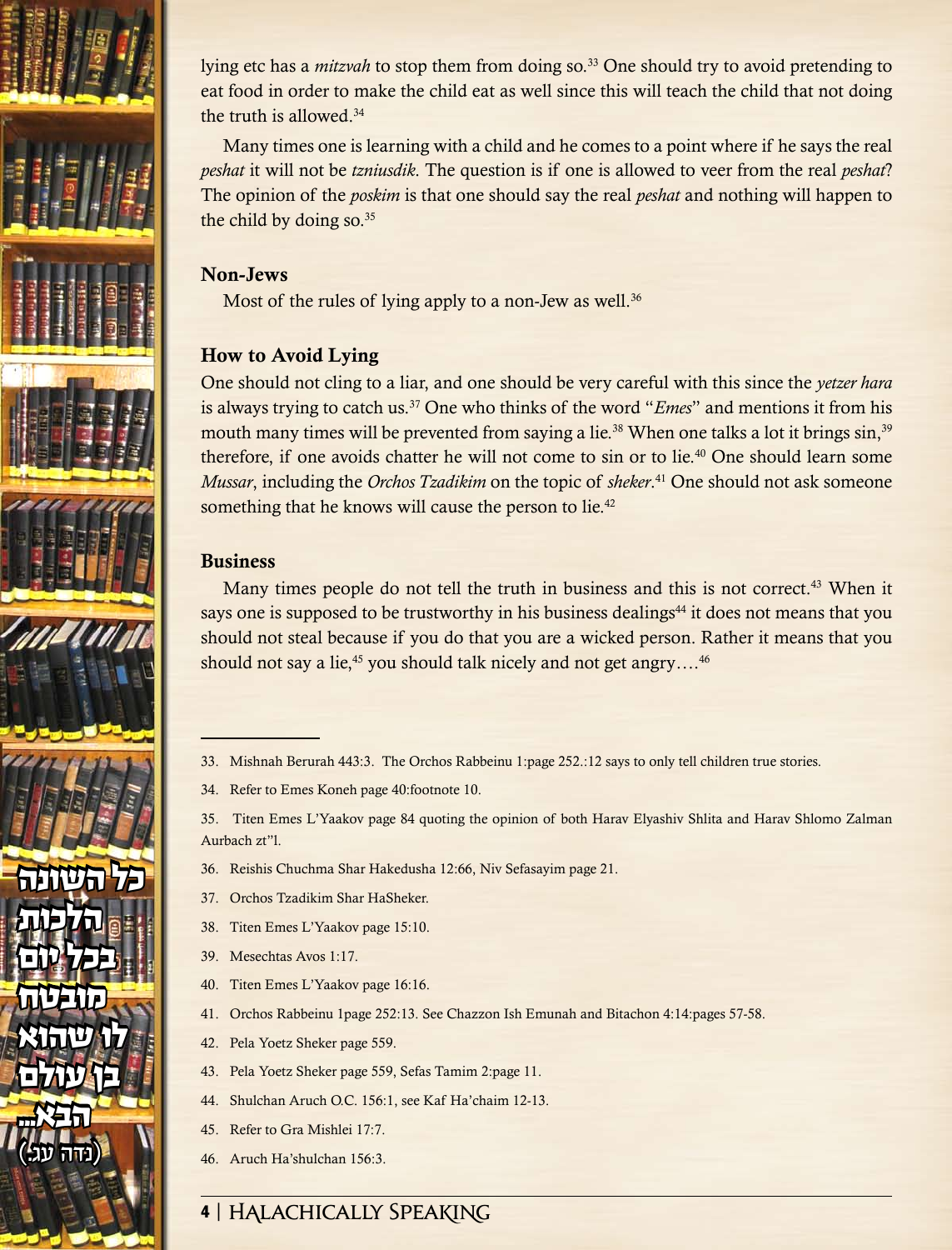lying etc has a *mitzvah* to stop them from doing so.[33] One should try to avoid pretending to eat food in order to make the child eat as well since this will teach the child that not doing the truth is allowed.[34]

Many times one is learning with a child and he comes to a point where if he says the real *peshat* it will not be *tzniusdik*. The question is if one is allowed to veer from the real *peshat*? The opinion of the *poskim* is that one should say the real *peshat* and nothing will happen to the child by doing so.[35]

### Non-Jews

Most of the rules of lying apply to a non-Jew as well.[36]

### How to Avoid Lying

One should not cling to a liar, and one should be very careful with this since the *yetzer hara* is always trying to catch us.[37] One who thinks of the word "*Emes*" and mentions it from his mouth many times will be prevented from saying a lie.[38] When one talks a lot it brings sin,[39] therefore, if one avoids chatter he will not come to sin or to lie.[40] One should learn some *Mussar*, including the *Orchos Tzadikim* on the topic of *sheker*.[41] One should not ask someone something that he knows will cause the person to lie.[42]

### Business

Many times people do not tell the truth in business and this is not correct.[43] When it says one is supposed to be trustworthy in his business dealings[44] it does not means that you should not steal because if you do that you are a wicked person. Rather it means that you should not say a lie,[45] you should talk nicely and not get angry….[46]

כל השונה הלכות בכל יום מובטח לו שהוא בן עולם הבא... (נדה עג.)

---

33. Mishnah Berurah 443:3. The Orchos Rabbeinu 1:page 252.:12 says to only tell children true stories.
34. Refer to Emes Koneh page 40:footnote 10.
35. Titen Emes L'Yaakov page 84 quoting the opinion of both Harav Elyashiv Shlita and Harav Shlomo Zalman Aurbach zt"l.
36. Reishis Chuchma Shar Hakedusha 12:66, Niv Sefasayim page 21.
37. Orchos Tzadikim Shar HaSheker.
38. Titen Emes L'Yaakov page 15:10.
39. Mesechtas Avos 1:17.
40. Titen Emes L'Yaakov page 16:16.
41. Orchos Rabbeinu 1page 252:13. See Chazzon Ish Emunah and Bitachon 4:14:pages 57-58.
42. Pela Yoetz Sheker page 559.
43. Pela Yoetz Sheker page 559, Sefas Tamim 2:page 11.
44. Shulchan Aruch O.C. 156:1, see Kaf Ha'chaim 12-13.
45. Refer to Gra Mishlei 17:7.
46. Aruch Ha'shulchan 156:3.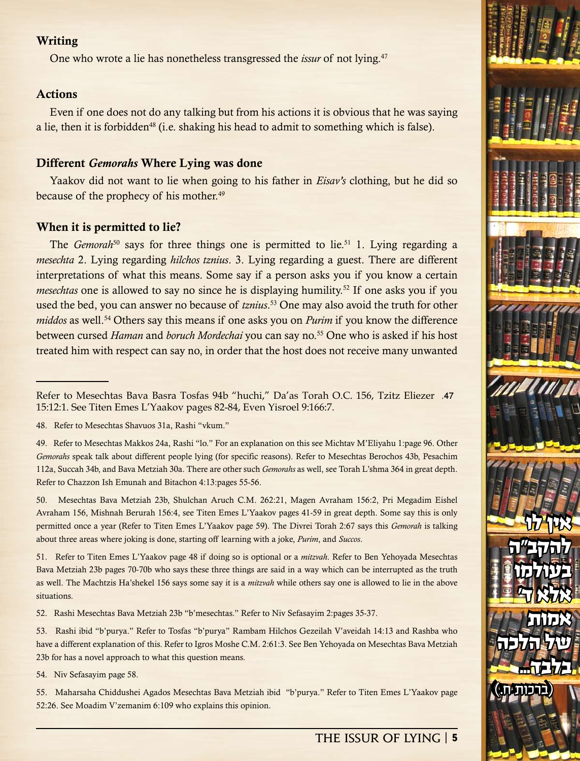### Writing

One who wrote a lie has nonetheless transgressed the *issur* of not lying.[47]

### Actions

Even if one does not do any talking but from his actions it is obvious that he was saying a lie, then it is forbidden[48] (i.e. shaking his head to admit to something which is false).

### Different *Gemorahs* Where Lying was done

Yaakov did not want to lie when going to his father in *Eisav's* clothing, but he did so because of the prophecy of his mother.[49]

### When it is permitted to lie?

The *Gemorah*[50] says for three things one is permitted to lie.[51] 1. Lying regarding a *mesechta* 2. Lying regarding *hilchos tznius*. 3. Lying regarding a guest. There are different interpretations of what this means. Some say if a person asks you if you know a certain *mesechtas* one is allowed to say no since he is displaying humility.[52] If one asks you if you used the bed, you can answer no because of *tznius*.[53] One may also avoid the truth for other *middos* as well.[54] Others say this means if one asks you on *Purim* if you know the difference between cursed *Haman* and *boruch Mordechai* you can say no.[55] One who is asked if his host treated him with respect can say no, in order that the host does not receive many unwanted

---

47. Refer to Mesechtas Bava Basra Tosfas 94b "huchi," Da'as Torah O.C. 156, Tzitz Eliezer 15:12:1. See Titen Emes L'Yaakov pages 82-84, Even Yisroel 9:166:7.

48. Refer to Mesechtas Shavuos 31a, Rashi "vkum."

49. Refer to Mesechtas Makkos 24a, Rashi "lo." For an explanation on this see Michtav M'Eliyahu 1:page 96. Other *Gemorahs* speak talk about different people lying (for specific reasons). Refer to Mesechtas Berochos 43b, Pesachim 112a, Succah 34b, and Bava Metziah 30a. There are other such *Gemorahs* as well, see Torah L'shma 364 in great depth. Refer to Chazzon Ish Emunah and Bitachon 4:13:pages 55-56.

50. Mesechtas Bava Metziah 23b, Shulchan Aruch C.M. 262:21, Magen Avraham 156:2, Pri Megadim Eishel Avraham 156, Mishnah Berurah 156:4, see Titen Emes L'Yaakov pages 41-59 in great depth. Some say this is only permitted once a year (Refer to Titen Emes L'Yaakov page 59). The Divrei Torah 2:67 says this *Gemorah* is talking about three areas where joking is done, starting off learning with a joke, *Purim*, and *Succos*.

51. Refer to Titen Emes L'Yaakov page 48 if doing so is optional or a *mitzvah*. Refer to Ben Yehoyada Mesechtas Bava Metziah 23b pages 70-70b who says these three things are said in a way which can be interrupted as the truth as well. The Machtzis Ha'shekel 156 says some say it is a *mitzvah* while others say one is allowed to lie in the above situations.

52. Rashi Mesechtas Bava Metziah 23b "b'mesechtas." Refer to Niv Sefasayim 2:pages 35-37.

53. Rashi ibid "b'purya." Refer to Tosfas "b'purya" Rambam Hilchos Gezeilah V'aveidah 14:13 and Rashba who have a different explanation of this. Refer to Igros Moshe C.M. 2:61:3. See Ben Yehoyada on Mesechtas Bava Metziah 23b for has a novel approach to what this question means.

54. Niv Sefasayim page 58.

55. Maharsaha Chiddushei Agados Mesechtas Bava Metziah ibid "b'purya." Refer to Titen Emes L'Yaakov page 52:26. See Moadim V'zemanim 6:109 who explains this opinion.

אין לו להקב"ה בעולמו אלא ד' אמות של הלכה בלבד... (ברכות ח.)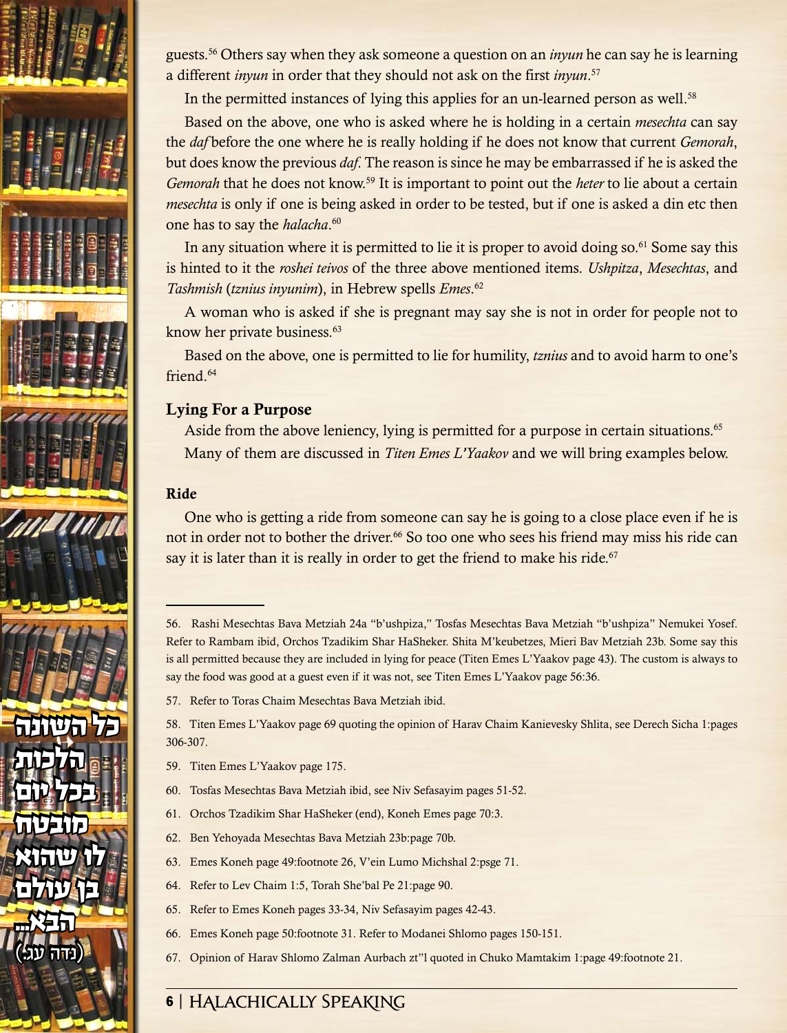guests.[56] Others say when they ask someone a question on an *inyun* he can say he is learning a different *inyun* in order that they should not ask on the first *inyun*.[57]

In the permitted instances of lying this applies for an un-learned person as well.[58]

Based on the above, one who is asked where he is holding in a certain *mesechta* can say the *daf* before the one where he is really holding if he does not know that current *Gemorah*, but does know the previous *daf*. The reason is since he may be embarrassed if he is asked the *Gemorah* that he does not know.[59] It is important to point out the *heter* to lie about a certain *mesechta* is only if one is being asked in order to be tested, but if one is asked a din etc then one has to say the *halacha*.[60]

In any situation where it is permitted to lie it is proper to avoid doing so.[61] Some say this is hinted to it the *roshei teivos* of the three above mentioned items. *Ushpitza*, *Mesechtas*, and *Tashmish* (*tznius inyunim*), in Hebrew spells *Emes*.[62]

A woman who is asked if she is pregnant may say she is not in order for people not to know her private business.[63]

Based on the above, one is permitted to lie for humility, *tznius* and to avoid harm to one's friend.[64]

### Lying For a Purpose

Aside from the above leniency, lying is permitted for a purpose in certain situations.[65]

Many of them are discussed in *Titen Emes L'Yaakov* and we will bring examples below.

### Ride

One who is getting a ride from someone can say he is going to a close place even if he is not in order not to bother the driver.[66] So too one who sees his friend may miss his ride can say it is later than it is really in order to get the friend to make his ride.[67]

---

56. Rashi Mesechtas Bava Metziah 24a "b'ushpiza," Tosfas Mesechtas Bava Metziah "b'ushpiza" Nemukei Yosef. Refer to Rambam ibid, Orchos Tzadikim Shar HaSheker. Shita M'keubetzes, Mieri Bav Metziah 23b. Some say this is all permitted because they are included in lying for peace (Titen Emes L'Yaakov page 43). The custom is always to say the food was good at a guest even if it was not, see Titen Emes L'Yaakov page 56:36.

57. Refer to Toras Chaim Mesechtas Bava Metziah ibid.

58. Titen Emes L'Yaakov page 69 quoting the opinion of Harav Chaim Kanievesky Shlita, see Derech Sicha 1:pages 306-307.

59. Titen Emes L'Yaakov page 175.

60. Tosfas Mesechtas Bava Metziah ibid, see Niv Sefasayim pages 51-52.

61. Orchos Tzadikim Shar HaSheker (end), Koneh Emes page 70:3.

62. Ben Yehoyada Mesechtas Bava Metziah 23b:page 70b.

63. Emes Koneh page 49:footnote 26, V'ein Lumo Michshal 2:psge 71.

64. Refer to Lev Chaim 1:5, Torah She'bal Pe 21:page 90.

65. Refer to Emes Koneh pages 33-34, Niv Sefasayim pages 42-43.

66. Emes Koneh page 50:footnote 31. Refer to Modanei Shlomo pages 150-151.

67. Opinion of Harav Shlomo Zalman Aurbach zt"l quoted in Chuko Mamtakim 1:page 49:footnote 21.

כל השונה הלכות בכל יום מובטח לו שהוא בן עולם הבא... (נדה עג:)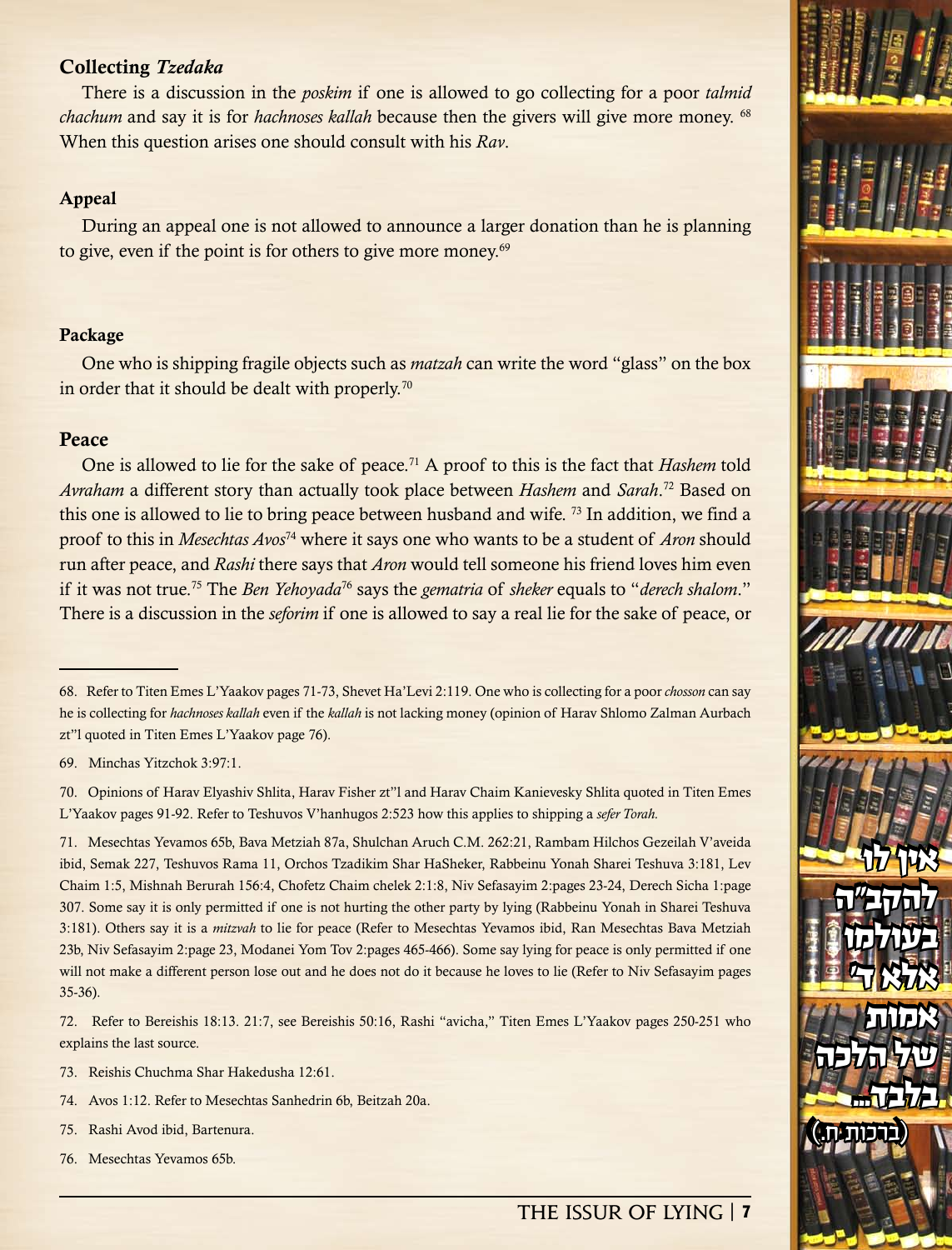### Collecting *Tzedaka*

There is a discussion in the *poskim* if one is allowed to go collecting for a poor *talmid chachum* and say it is for *hachnoses kallah* because then the givers will give more money. [68] When this question arises one should consult with his *Rav*.

### Appeal

During an appeal one is not allowed to announce a larger donation than he is planning to give, even if the point is for others to give more money.[69]

### Package

One who is shipping fragile objects such as *matzah* can write the word "glass" on the box in order that it should be dealt with properly.[70]

### Peace

One is allowed to lie for the sake of peace.[71] A proof to this is the fact that *Hashem* told *Avraham* a different story than actually took place between *Hashem* and *Sarah*.[72] Based on this one is allowed to lie to bring peace between husband and wife. [73] In addition, we find a proof to this in *Mesechtas Avos*[74] where it says one who wants to be a student of *Aron* should run after peace, and *Rashi* there says that *Aron* would tell someone his friend loves him even if it was not true.[75] The *Ben Yehoyada*[76] says the *gematria* of *sheker* equals to "*derech shalom*." There is a discussion in the *seforim* if one is allowed to say a real lie for the sake of peace, or

אין לו להקב"ה בעולמו אלא ד' אמות של הלכה בלבד... (ברכות ח.)

---

68. Refer to Titen Emes L'Yaakov pages 71-73, Shevet Ha'Levi 2:119. One who is collecting for a poor *chosson* can say he is collecting for *hachnoses kallah* even if the *kallah* is not lacking money (opinion of Harav Shlomo Zalman Aurbach zt"l quoted in Titen Emes L'Yaakov page 76).

69. Minchas Yitzchok 3:97:1.

70. Opinions of Harav Elyashiv Shlita, Harav Fisher zt"l and Harav Chaim Kanievesky Shlita quoted in Titen Emes L'Yaakov pages 91-92. Refer to Teshuvos V'hanhugos 2:523 how this applies to shipping a *sefer Torah.*

71. Mesechtas Yevamos 65b, Bava Metziah 87a, Shulchan Aruch C.M. 262:21, Rambam Hilchos Gezeilah V'aveida ibid, Semak 227, Teshuvos Rama 11, Orchos Tzadikim Shar HaSheker, Rabbeinu Yonah Sharei Teshuva 3:181, Lev Chaim 1:5, Mishnah Berurah 156:4, Chofetz Chaim chelek 2:1:8, Niv Sefasayim 2:pages 23-24, Derech Sicha 1:page 307. Some say it is only permitted if one is not hurting the other party by lying (Rabbeinu Yonah in Sharei Teshuva 3:181). Others say it is a *mitzvah* to lie for peace (Refer to Mesechtas Yevamos ibid, Ran Mesechtas Bava Metziah 23b, Niv Sefasayim 2:page 23, Modanei Yom Tov 2:pages 465-466). Some say lying for peace is only permitted if one will not make a different person lose out and he does not do it because he loves to lie (Refer to Niv Sefasayim pages 35-36).

72. Refer to Bereishis 18:13. 21:7, see Bereishis 50:16, Rashi "avicha," Titen Emes L'Yaakov pages 250-251 who explains the last source.

73. Reishis Chuchma Shar Hakedusha 12:61.

74. Avos 1:12. Refer to Mesechtas Sanhedrin 6b, Beitzah 20a.

75. Rashi Avod ibid, Bartenura.

76. Mesechtas Yevamos 65b.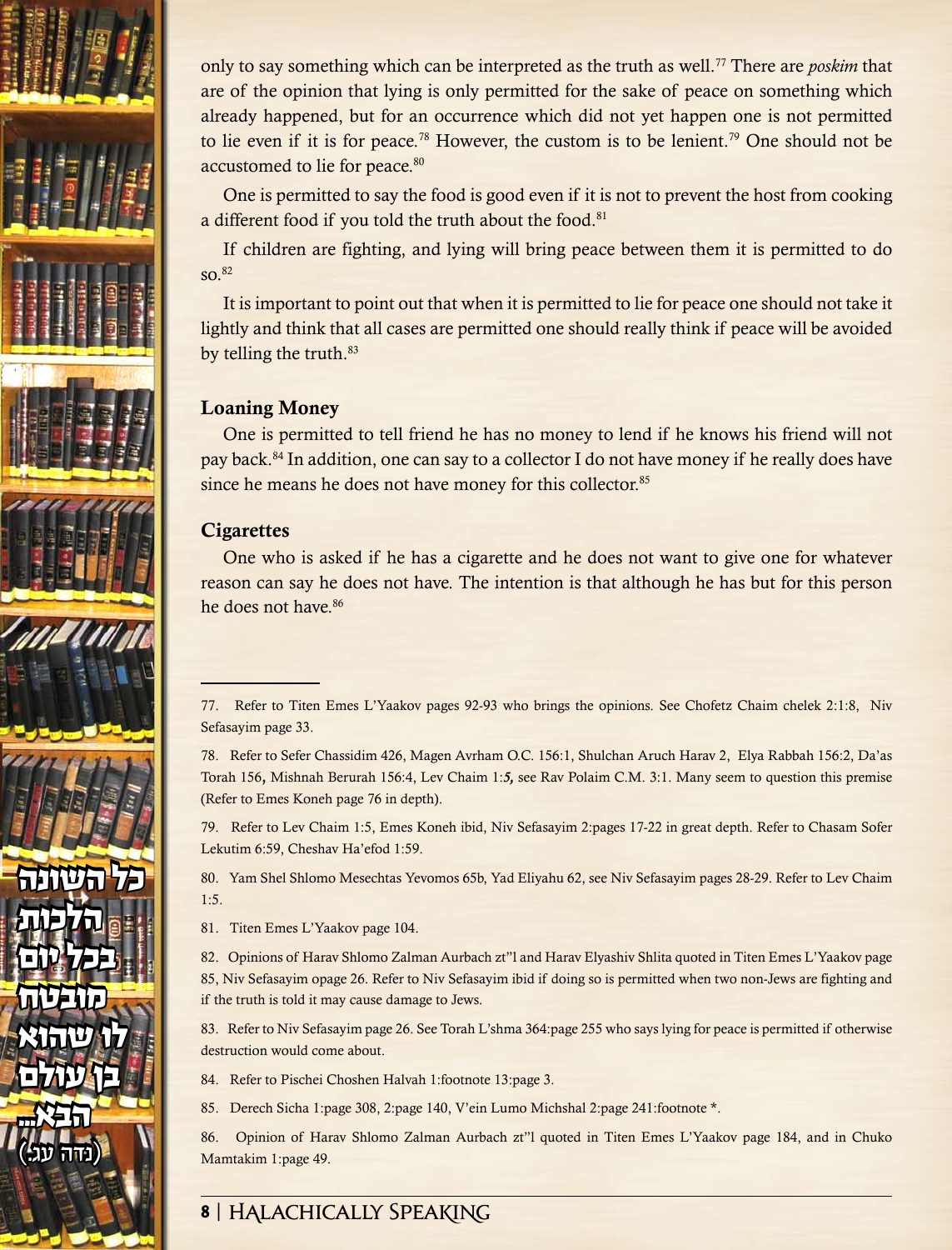only to say something which can be interpreted as the truth as well.[77] There are *poskim* that are of the opinion that lying is only permitted for the sake of peace on something which already happened, but for an occurrence which did not yet happen one is not permitted to lie even if it is for peace.[78] However, the custom is to be lenient.[79] One should not be accustomed to lie for peace.[80]

One is permitted to say the food is good even if it is not to prevent the host from cooking a different food if you told the truth about the food.[81]

If children are fighting, and lying will bring peace between them it is permitted to do so.[82]

It is important to point out that when it is permitted to lie for peace one should not take it lightly and think that all cases are permitted one should really think if peace will be avoided by telling the truth.[83]

### Loaning Money

One is permitted to tell friend he has no money to lend if he knows his friend will not pay back.[84] In addition, one can say to a collector I do not have money if he really does have since he means he does not have money for this collector.[85]

### Cigarettes

One who is asked if he has a cigarette and he does not want to give one for whatever reason can say he does not have. The intention is that although he has but for this person he does not have.[86]

כל השונה הלכות בכל יום מובטח לו שהוא בן עולם הבא... (נדה עג.)

---

77. Refer to Titen Emes L'Yaakov pages 92-93 who brings the opinions. See Chofetz Chaim chelek 2:1:8, Niv Sefasayim page 33.

78. Refer to Sefer Chassidim 426, Magen Avrham O.C. 156:1, Shulchan Aruch Harav 2, Elya Rabbah 156:2, Da'as Torah 156, Mishnah Berurah 156:4, Lev Chaim 1:*5,* see Rav Polaim C.M. 3:1. Many seem to question this premise (Refer to Emes Koneh page 76 in depth).

79. Refer to Lev Chaim 1:5, Emes Koneh ibid, Niv Sefasayim 2:pages 17-22 in great depth. Refer to Chasam Sofer Lekutim 6:59, Cheshav Ha'efod 1:59.

80. Yam Shel Shlomo Mesechtas Yevomos 65b, Yad Eliyahu 62, see Niv Sefasayim pages 28-29. Refer to Lev Chaim 1:5.

81. Titen Emes L'Yaakov page 104.

82. Opinions of Harav Shlomo Zalman Aurbach zt"l and Harav Elyashiv Shlita quoted in Titen Emes L'Yaakov page 85, Niv Sefasayim opage 26. Refer to Niv Sefasayim ibid if doing so is permitted when two non-Jews are fighting and if the truth is told it may cause damage to Jews.

83. Refer to Niv Sefasayim page 26. See Torah L'shma 364:page 255 who says lying for peace is permitted if otherwise destruction would come about.

84. Refer to Pischei Choshen Halvah 1:footnote 13:page 3.

85. Derech Sicha 1:page 308, 2:page 140, V'ein Lumo Michshal 2:page 241:footnote *.

86. Opinion of Harav Shlomo Zalman Aurbach zt"l quoted in Titen Emes L'Yaakov page 184, and in Chuko Mamtakim 1:page 49.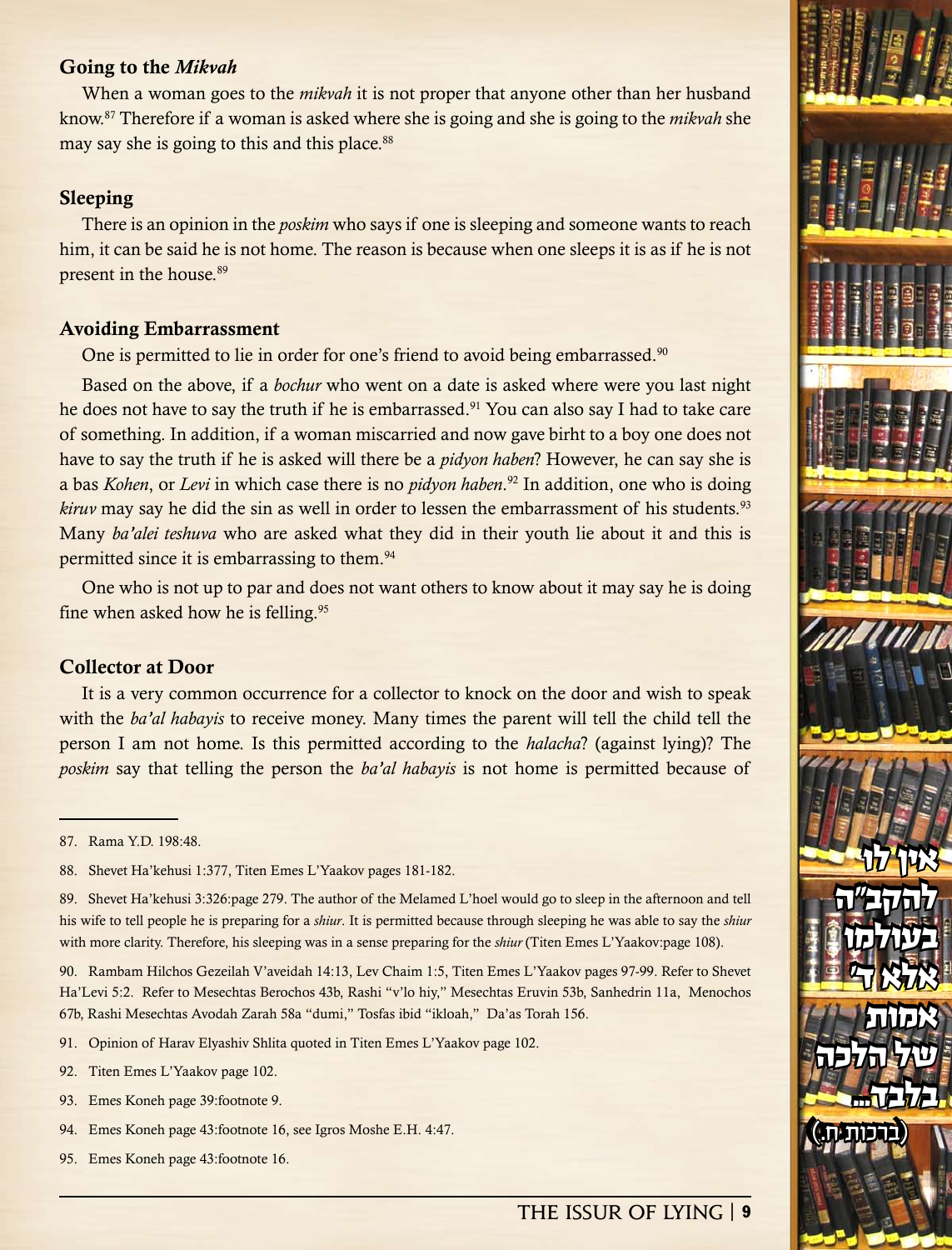### Going to the *Mikvah*

When a woman goes to the *mikvah* it is not proper that anyone other than her husband know.[87] Therefore if a woman is asked where she is going and she is going to the *mikvah* she may say she is going to this and this place.[88]

### Sleeping

There is an opinion in the *poskim* who says if one is sleeping and someone wants to reach him, it can be said he is not home. The reason is because when one sleeps it is as if he is not present in the house.[89]

### Avoiding Embarrassment

One is permitted to lie in order for one's friend to avoid being embarrassed.[90]

Based on the above, if a *bochur* who went on a date is asked where were you last night he does not have to say the truth if he is embarrassed.[91] You can also say I had to take care of something. In addition, if a woman miscarried and now gave birht to a boy one does not have to say the truth if he is asked will there be a *pidyon haben*? However, he can say she is a bas *Kohen*, or *Levi* in which case there is no *pidyon haben*.[92] In addition, one who is doing *kiruv* may say he did the sin as well in order to lessen the embarrassment of his students.[93] Many *ba'alei teshuva* who are asked what they did in their youth lie about it and this is permitted since it is embarrassing to them.[94]

One who is not up to par and does not want others to know about it may say he is doing fine when asked how he is felling.[95]

### Collector at Door

It is a very common occurrence for a collector to knock on the door and wish to speak with the *ba'al habayis* to receive money. Many times the parent will tell the child tell the person I am not home. Is this permitted according to the *halacha*? (against lying)? The *poskim* say that telling the person the *ba'al habayis* is not home is permitted because of

---

87. Rama Y.D. 198:48.

88. Shevet Ha'kehusi 1:377, Titen Emes L'Yaakov pages 181-182.

89. Shevet Ha'kehusi 3:326:page 279. The author of the Melamed L'hoel would go to sleep in the afternoon and tell his wife to tell people he is preparing for a *shiur*. It is permitted because through sleeping he was able to say the *shiur* with more clarity. Therefore, his sleeping was in a sense preparing for the *shiur* (Titen Emes L'Yaakov:page 108).

90. Rambam Hilchos Gezeilah V'aveidah 14:13, Lev Chaim 1:5, Titen Emes L'Yaakov pages 97-99. Refer to Shevet Ha'Levi 5:2. Refer to Mesechtas Berochos 43b, Rashi "v'lo hiy," Mesechtas Eruvin 53b, Sanhedrin 11a, Menochos 67b, Rashi Mesechtas Avodah Zarah 58a "dumi," Tosfas ibid "ikloah," Da'as Torah 156.

91. Opinion of Harav Elyashiv Shlita quoted in Titen Emes L'Yaakov page 102.

92. Titen Emes L'Yaakov page 102.

93. Emes Koneh page 39:footnote 9.

94. Emes Koneh page 43:footnote 16, see Igros Moshe E.H. 4:47.

95. Emes Koneh page 43:footnote 16.

אין לו להקב"ה בעולמו אלא ד' אמות של הלכה בלבד... (ברכות ח.)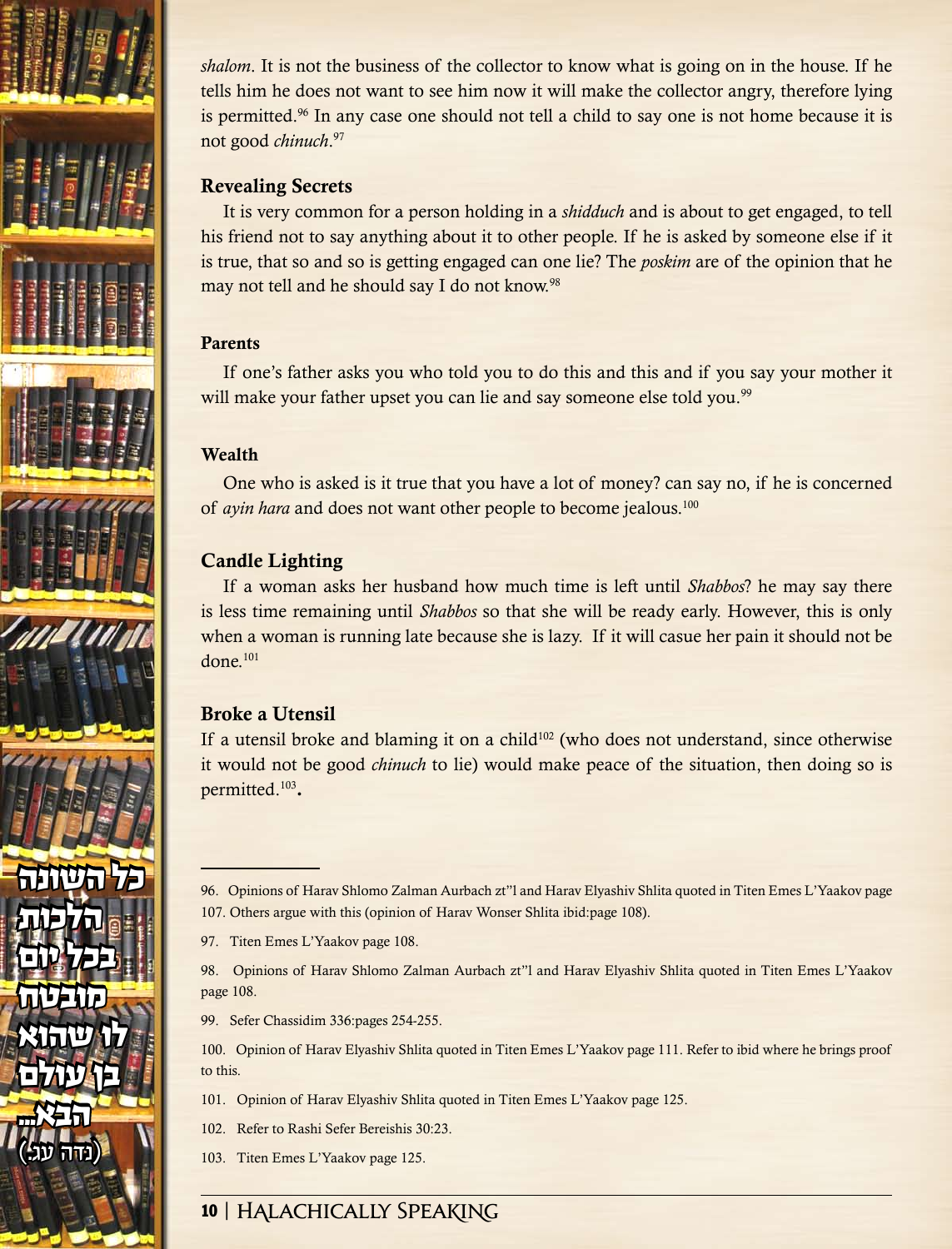*shalom*. It is not the business of the collector to know what is going on in the house. If he tells him he does not want to see him now it will make the collector angry, therefore lying is permitted.[96] In any case one should not tell a child to say one is not home because it is not good *chinuch*.[97]

### Revealing Secrets

It is very common for a person holding in a *shidduch* and is about to get engaged, to tell his friend not to say anything about it to other people. If he is asked by someone else if it is true, that so and so is getting engaged can one lie? The *poskim* are of the opinion that he may not tell and he should say I do not know.[98]

### Parents

If one's father asks you who told you to do this and this and if you say your mother it will make your father upset you can lie and say someone else told you.[99]

### Wealth

One who is asked is it true that you have a lot of money? can say no, if he is concerned of *ayin hara* and does not want other people to become jealous.[100]

### Candle Lighting

If a woman asks her husband how much time is left until *Shabbos*? he may say there is less time remaining until *Shabbos* so that she will be ready early. However, this is only when a woman is running late because she is lazy. If it will casue her pain it should not be done.[101]

### Broke a Utensil

If a utensil broke and blaming it on a child[102] (who does not understand, since otherwise it would not be good *chinuch* to lie) would make peace of the situation, then doing so is permitted.[103].

כל השונה הלכות בכל יום מובטח לו שהוא בן עולם הבא... (נדה עג.)

---

96. Opinions of Harav Shlomo Zalman Aurbach zt"l and Harav Elyashiv Shlita quoted in Titen Emes L'Yaakov page 107. Others argue with this (opinion of Harav Wonser Shlita ibid:page 108).

97. Titen Emes L'Yaakov page 108.

98. Opinions of Harav Shlomo Zalman Aurbach zt"l and Harav Elyashiv Shlita quoted in Titen Emes L'Yaakov page 108.

99. Sefer Chassidim 336:pages 254-255.

100. Opinion of Harav Elyashiv Shlita quoted in Titen Emes L'Yaakov page 111. Refer to ibid where he brings proof to this.

101. Opinion of Harav Elyashiv Shlita quoted in Titen Emes L'Yaakov page 125.

102. Refer to Rashi Sefer Bereishis 30:23.

103. Titen Emes L'Yaakov page 125.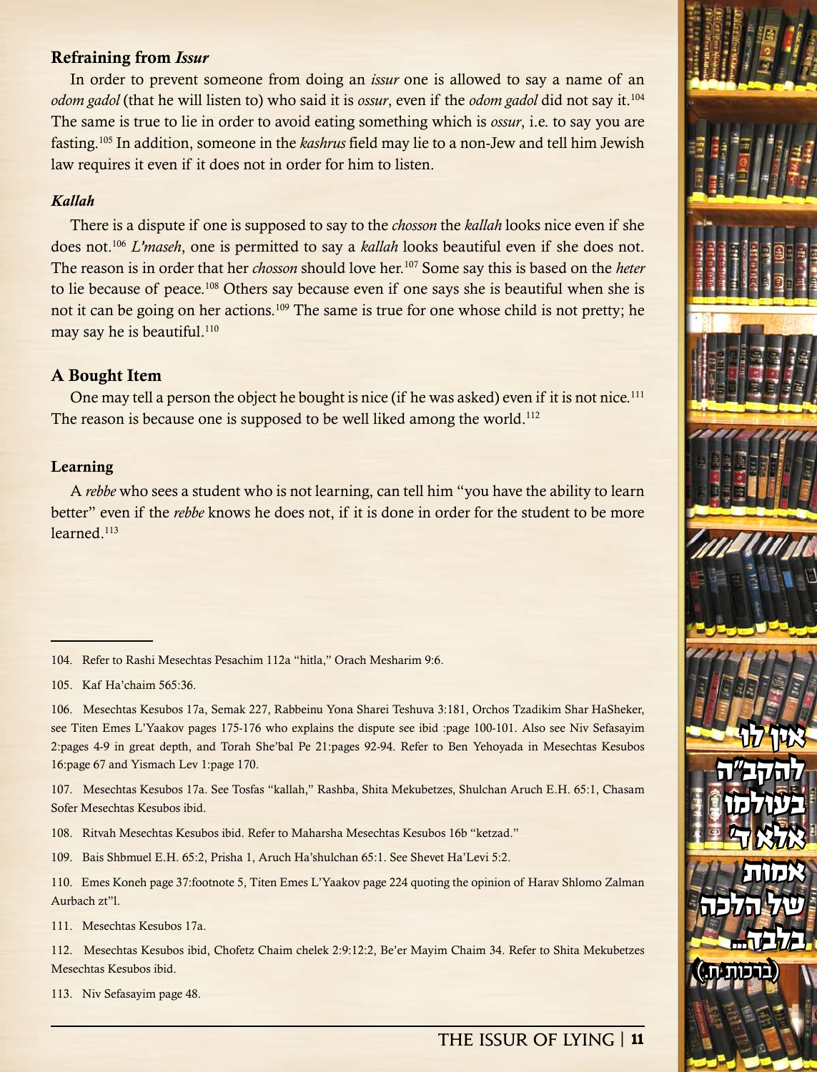### Refraining from *Issur*

In order to prevent someone from doing an *issur* one is allowed to say a name of an *odom gadol* (that he will listen to) who said it is *ossur*, even if the *odom gadol* did not say it.[104] The same is true to lie in order to avoid eating something which is *ossur*, i.e. to say you are fasting.[105] In addition, someone in the *kashrus* field may lie to a non-Jew and tell him Jewish law requires it even if it does not in order for him to listen.

### *Kallah*

There is a dispute if one is supposed to say to the *chosson* the *kallah* looks nice even if she does not.[106] *L'maseh*, one is permitted to say a *kallah* looks beautiful even if she does not. The reason is in order that her *chosson* should love her.[107] Some say this is based on the *heter* to lie because of peace.[108] Others say because even if one says she is beautiful when she is not it can be going on her actions.[109] The same is true for one whose child is not pretty; he may say he is beautiful.[110]

### A Bought Item

One may tell a person the object he bought is nice (if he was asked) even if it is not nice.[111] The reason is because one is supposed to be well liked among the world.[112]

### Learning

A *rebbe* who sees a student who is not learning, can tell him "you have the ability to learn better" even if the *rebbe* knows he does not, if it is done in order for the student to be more learned.[113]

אין לו להקב"ה בעולמו אלא ד' אמות של הלכה בלבד... (ברכות ח.)

---

104. Refer to Rashi Mesechtas Pesachim 112a "hitla," Orach Mesharim 9:6.

105. Kaf Ha'chaim 565:36.

106. Mesechtas Kesubos 17a, Semak 227, Rabbeinu Yona Sharei Teshuva 3:181, Orchos Tzadikim Shar HaSheker, see Titen Emes L'Yaakov pages 175-176 who explains the dispute see ibid :page 100-101. Also see Niv Sefasayim 2:pages 4-9 in great depth, and Torah She'bal Pe 21:pages 92-94. Refer to Ben Yehoyada in Mesechtas Kesubos 16:page 67 and Yismach Lev 1:page 170.

107. Mesechtas Kesubos 17a. See Tosfas "kallah," Rashba, Shita Mekubetzes, Shulchan Aruch E.H. 65:1, Chasam Sofer Mesechtas Kesubos ibid.

108. Ritvah Mesechtas Kesubos ibid. Refer to Maharsha Mesechtas Kesubos 16b "ketzad."

109. Bais Shbmuel E.H. 65:2, Prisha 1, Aruch Ha'shulchan 65:1. See Shevet Ha'Levi 5:2.

110. Emes Koneh page 37:footnote 5, Titen Emes L'Yaakov page 224 quoting the opinion of Harav Shlomo Zalman Aurbach zt"l.

111. Mesechtas Kesubos 17a.

112. Mesechtas Kesubos ibid, Chofetz Chaim chelek 2:9:12:2, Be'er Mayim Chaim 34. Refer to Shita Mekubetzes Mesechtas Kesubos ibid.

113. Niv Sefasayim page 48.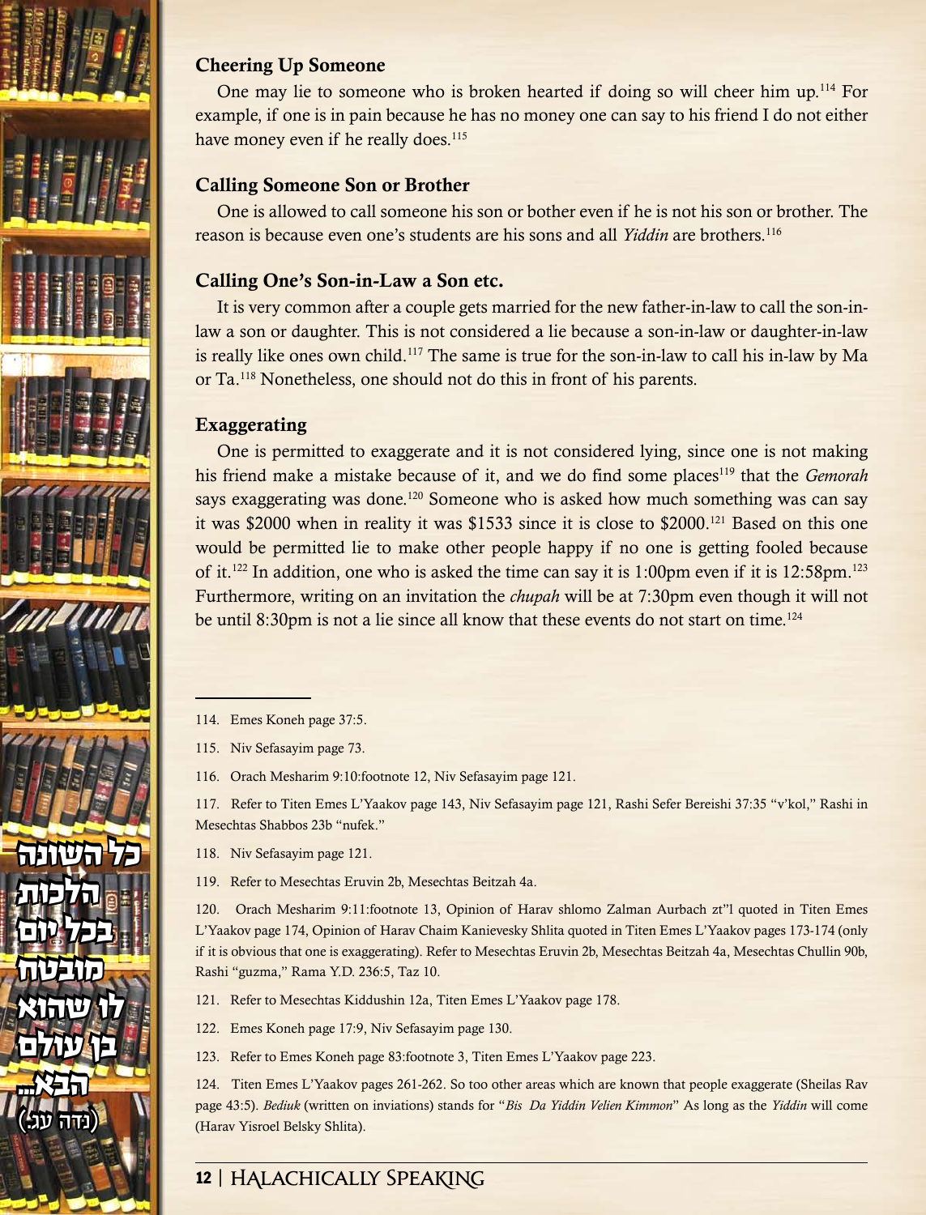### Cheering Up Someone

One may lie to someone who is broken hearted if doing so will cheer him up.[114] For example, if one is in pain because he has no money one can say to his friend I do not either have money even if he really does.[115]

### Calling Someone Son or Brother

One is allowed to call someone his son or bother even if he is not his son or brother. The reason is because even one's students are his sons and all *Yiddin* are brothers.[116]

### Calling One's Son-in-Law a Son etc.

It is very common after a couple gets married for the new father-in-law to call the son-in-law a son or daughter. This is not considered a lie because a son-in-law or daughter-in-law is really like ones own child.[117] The same is true for the son-in-law to call his in-law by Ma or Ta.[118] Nonetheless, one should not do this in front of his parents.

### Exaggerating

One is permitted to exaggerate and it is not considered lying, since one is not making his friend make a mistake because of it, and we do find some places[119] that the *Gemorah* says exaggerating was done.[120] Someone who is asked how much something was can say it was $2000 when in reality it was $1533 since it is close to $2000.[121] Based on this one would be permitted lie to make other people happy if no one is getting fooled because of it.[122] In addition, one who is asked the time can say it is 1:00pm even if it is 12:58pm.[123] Furthermore, writing on an invitation the *chupah* will be at 7:30pm even though it will not be until 8:30pm is not a lie since all know that these events do not start on time.[124]

---

114. Emes Koneh page 37:5.

115. Niv Sefasayim page 73.

116. Orach Mesharim 9:10:footnote 12, Niv Sefasayim page 121.

117. Refer to Titen Emes L'Yaakov page 143, Niv Sefasayim page 121, Rashi Sefer Bereishi 37:35 "v'kol," Rashi in Mesechtas Shabbos 23b "nufek."

118. Niv Sefasayim page 121.

119. Refer to Mesechtas Eruvin 2b, Mesechtas Beitzah 4a.

120. Orach Mesharim 9:11:footnote 13, Opinion of Harav shlomo Zalman Aurbach zt"l quoted in Titen Emes L'Yaakov page 174, Opinion of Harav Chaim Kanievesky Shlita quoted in Titen Emes L'Yaakov pages 173-174 (only if it is obvious that one is exaggerating). Refer to Mesechtas Eruvin 2b, Mesechtas Beitzah 4a, Mesechtas Chullin 90b, Rashi "guzma," Rama Y.D. 236:5, Taz 10.

121. Refer to Mesechtas Kiddushin 12a, Titen Emes L'Yaakov page 178.

122. Emes Koneh page 17:9, Niv Sefasayim page 130.

123. Refer to Emes Koneh page 83:footnote 3, Titen Emes L'Yaakov page 223.

124. Titen Emes L'Yaakov pages 261-262. So too other areas which are known that people exaggerate (Sheilas Rav page 43:5). *Bediuk* (written on inviations) stands for "*Bis Da Yiddin Velien Kimmon*" As long as the *Yiddin* will come (Harav Yisroel Belsky Shlita).

כל השונה הלכות בכל יום מובטח לו שהוא בן עולם הבא... (נדה עג.)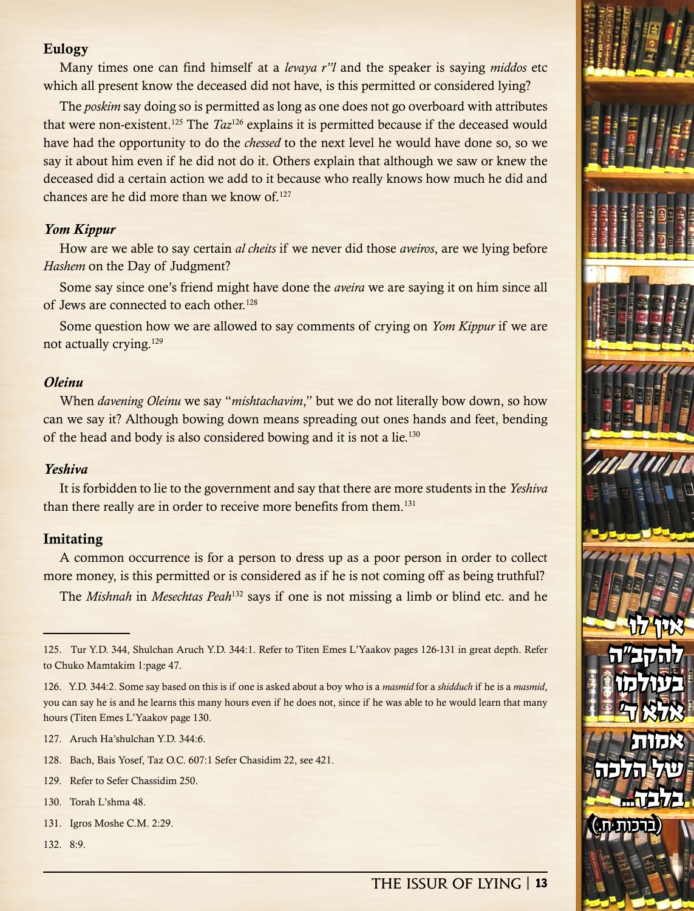### Eulogy

Many times one can find himself at a *levaya r"l* and the speaker is saying *middos* etc which all present know the deceased did not have, is this permitted or considered lying?

The *poskim* say doing so is permitted as long as one does not go overboard with attributes that were non-existent.[125] The *Taz*[126] explains it is permitted because if the deceased would have had the opportunity to do the *chessed* to the next level he would have done so, so we say it about him even if he did not do it. Others explain that although we saw or knew the deceased did a certain action we add to it because who really knows how much he did and chances are he did more than we know of.[127]

### *Yom Kippur*

How are we able to say certain *al cheits* if we never did those *aveiros*, are we lying before *Hashem* on the Day of Judgment?

Some say since one's friend might have done the *aveira* we are saying it on him since all of Jews are connected to each other.[128]

Some question how we are allowed to say comments of crying on *Yom Kippur* if we are not actually crying.[129]

### *Oleinu*

When *davening Oleinu* we say "*mishtachavim*," but we do not literally bow down, so how can we say it? Although bowing down means spreading out ones hands and feet, bending of the head and body is also considered bowing and it is not a lie.[130]

### *Yeshiva*

It is forbidden to lie to the government and say that there are more students in the *Yeshiva* than there really are in order to receive more benefits from them.[131]

### Imitating

A common occurrence is for a person to dress up as a poor person in order to collect more money, is this permitted or is considered as if he is not coming off as being truthful?

The *Mishnah* in *Mesechtas Peah*[132] says if one is not missing a limb or blind etc. and he

אין לו להקב"ה בעולמו אלא ד' אמות של הלכה בלבד... (ברכות ח.)

---

125. Tur Y.D. 344, Shulchan Aruch Y.D. 344:1. Refer to Titen Emes L'Yaakov pages 126-131 in great depth. Refer to Chuko Mamtakim 1:page 47.

126. Y.D. 344:2. Some say based on this is if one is asked about a boy who is a *masmid* for a *shidduch* if he is a *masmid*, you can say he is and he learns this many hours even if he does not, since if he was able to he would learn that many hours (Titen Emes L'Yaakov page 130.

127. Aruch Ha'shulchan Y.D. 344:6.

128. Bach, Bais Yosef, Taz O.C. 607:1 Sefer Chasidim 22, see 421.

129. Refer to Sefer Chassidim 250.

130. Torah L'shma 48.

131. Igros Moshe C.M. 2:29.

132. 8:9.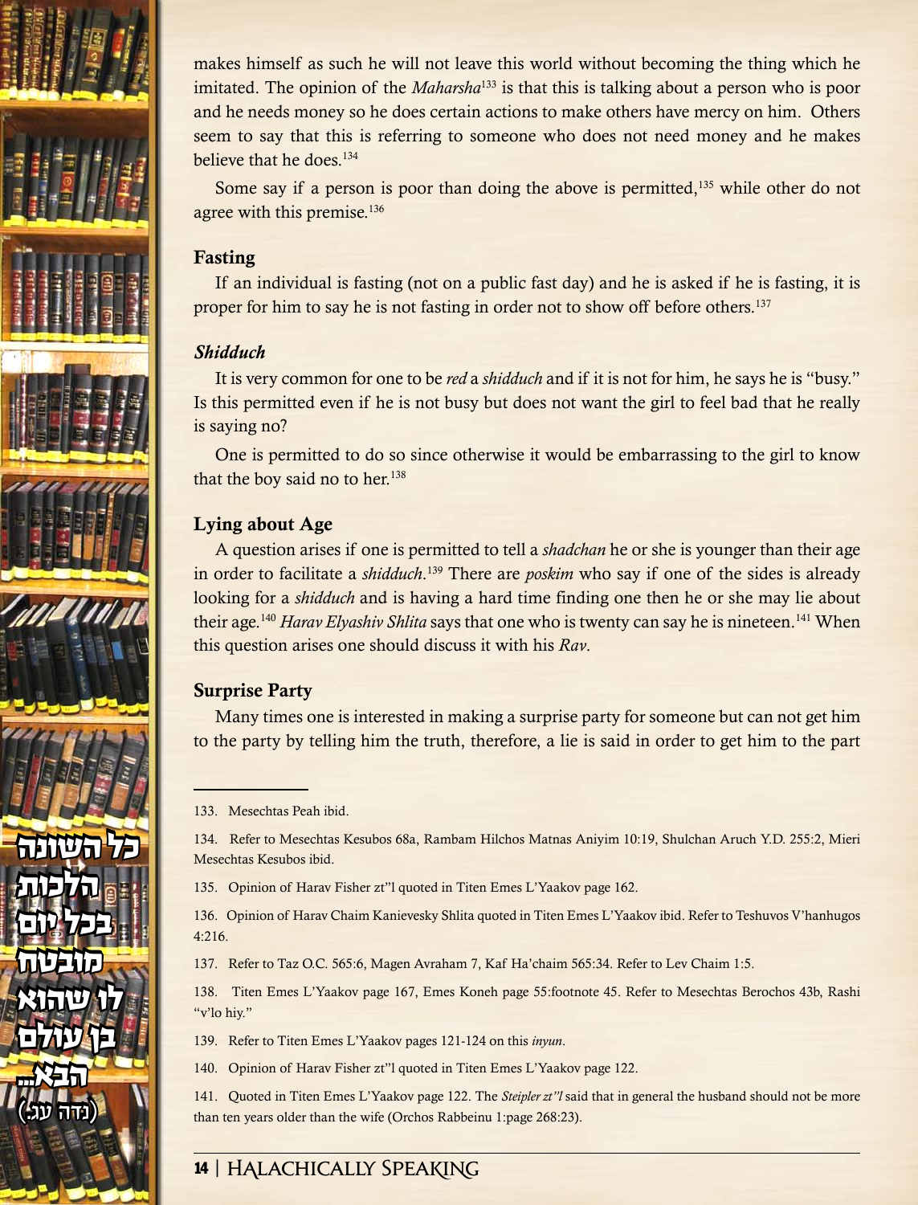makes himself as such he will not leave this world without becoming the thing which he imitated. The opinion of the *Maharsha*[133] is that this is talking about a person who is poor and he needs money so he does certain actions to make others have mercy on him. Others seem to say that this is referring to someone who does not need money and he makes believe that he does.[134]

Some say if a person is poor than doing the above is permitted,[135] while other do not agree with this premise.[136]

### Fasting

If an individual is fasting (not on a public fast day) and he is asked if he is fasting, it is proper for him to say he is not fasting in order not to show off before others.[137]

### *Shidduch*

It is very common for one to be *red* a *shidduch* and if it is not for him, he says he is "busy." Is this permitted even if he is not busy but does not want the girl to feel bad that he really is saying no?

One is permitted to do so since otherwise it would be embarrassing to the girl to know that the boy said no to her.[138]

### Lying about Age

A question arises if one is permitted to tell a *shadchan* he or she is younger than their age in order to facilitate a *shidduch*.[139] There are *poskim* who say if one of the sides is already looking for a *shidduch* and is having a hard time finding one then he or she may lie about their age.[140] *Harav Elyashiv Shlita* says that one who is twenty can say he is nineteen.[141] When this question arises one should discuss it with his *Rav*.

### Surprise Party

Many times one is interested in making a surprise party for someone but can not get him to the party by telling him the truth, therefore, a lie is said in order to get him to the part

---

133. Mesechtas Peah ibid.

134. Refer to Mesechtas Kesubos 68a, Rambam Hilchos Matnas Aniyim 10:19, Shulchan Aruch Y.D. 255:2, Mieri Mesechtas Kesubos ibid.

135. Opinion of Harav Fisher zt"l quoted in Titen Emes L'Yaakov page 162.

136. Opinion of Harav Chaim Kanievesky Shlita quoted in Titen Emes L'Yaakov ibid. Refer to Teshuvos V'hanhugos 4:216.

137. Refer to Taz O.C. 565:6, Magen Avraham 7, Kaf Ha'chaim 565:34. Refer to Lev Chaim 1:5.

138. Titen Emes L'Yaakov page 167, Emes Koneh page 55:footnote 45. Refer to Mesechtas Berochos 43b, Rashi "v'lo hiy."

139. Refer to Titen Emes L'Yaakov pages 121-124 on this *inyun*.

140. Opinion of Harav Fisher zt"l quoted in Titen Emes L'Yaakov page 122.

141. Quoted in Titen Emes L'Yaakov page 122. The *Steipler zt"l* said that in general the husband should not be more than ten years older than the wife (Orchos Rabbeinu 1:page 268:23).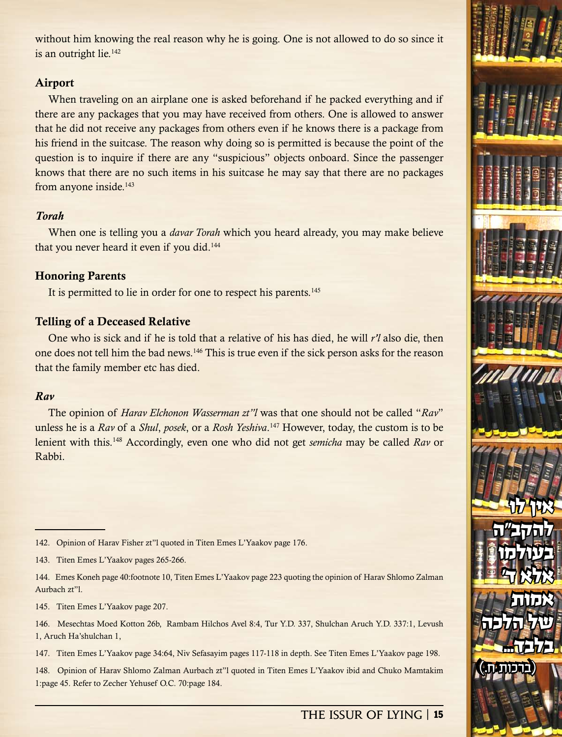without him knowing the real reason why he is going. One is not allowed to do so since it is an outright lie.[142]

### Airport

When traveling on an airplane one is asked beforehand if he packed everything and if there are any packages that you may have received from others. One is allowed to answer that he did not receive any packages from others even if he knows there is a package from his friend in the suitcase. The reason why doing so is permitted is because the point of the question is to inquire if there are any "suspicious" objects onboard. Since the passenger knows that there are no such items in his suitcase he may say that there are no packages from anyone inside.[143]

### *Torah*

When one is telling you a *davar Torah* which you heard already, you may make believe that you never heard it even if you did.[144]

### Honoring Parents

It is permitted to lie in order for one to respect his parents.[145]

### Telling of a Deceased Relative

One who is sick and if he is told that a relative of his has died, he will *r'l* also die, then one does not tell him the bad news.[146] This is true even if the sick person asks for the reason that the family member etc has died.

### *Rav*

The opinion of *Harav Elchonon Wasserman zt"l* was that one should not be called "*Rav*" unless he is a *Rav* of a *Shul*, *posek*, or a *Rosh Yeshiva*.[147] However, today, the custom is to be lenient with this.[148] Accordingly, even one who did not get *semicha* may be called *Rav* or Rabbi.

אין לו להקב"ה בעולמו אלא ד' אמות של הלכה בלבד...
(ברכות ח.)

---

142. Opinion of Harav Fisher zt"l quoted in Titen Emes L'Yaakov page 176.

143. Titen Emes L'Yaakov pages 265-266.

144. Emes Koneh page 40:footnote 10, Titen Emes L'Yaakov page 223 quoting the opinion of Harav Shlomo Zalman Aurbach zt"l.

145. Titen Emes L'Yaakov page 207.

146. Mesechtas Moed Kotton 26b, Rambam Hilchos Avel 8:4, Tur Y.D. 337, Shulchan Aruch Y.D. 337:1, Levush 1, Aruch Ha'shulchan 1,

147. Titen Emes L'Yaakov page 34:64, Niv Sefasayim pages 117-118 in depth. See Titen Emes L'Yaakov page 198.

148. Opinion of Harav Shlomo Zalman Aurbach zt"l quoted in Titen Emes L'Yaakov ibid and Chuko Mamtakim 1:page 45. Refer to Zecher Yehusef O.C. 70:page 184.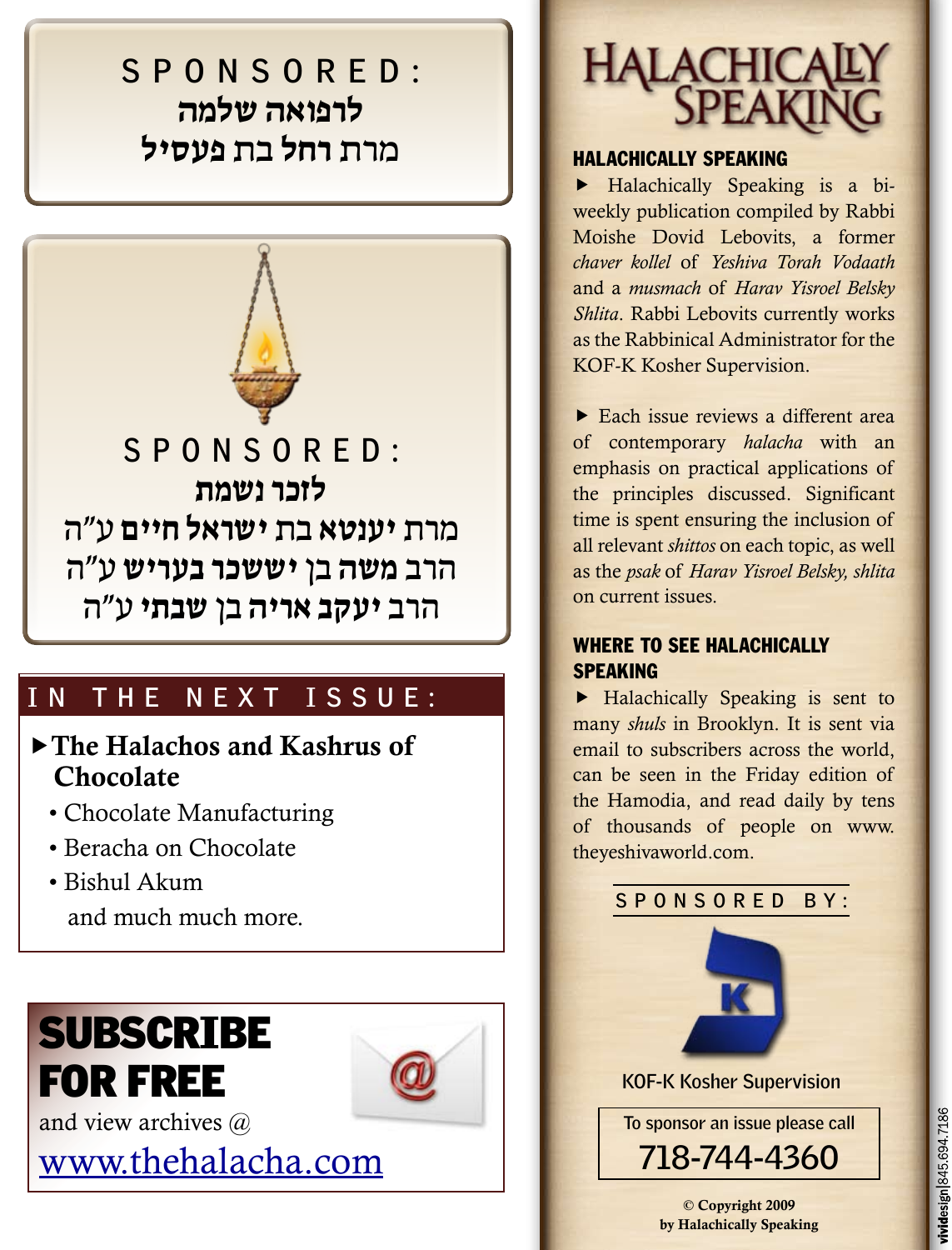SPONSORED:

**לרפואה שלמה**

מרת **רחל** בת **פעסיל**

SPONSORED:

**לזכר נשמת**

מרת **יענטא** בת **ישראל חיים** ע"ה

הרב **משה** בן **יששכר בעריש** ע"ה

הרב **יעקב אריה** בן **שבתי** ע"ה

## IN THE NEXT ISSUE:

▶ **The Halachos and Kashrus of Chocolate**

- Chocolate Manufacturing
- Beracha on Chocolate
- Bishul Akum

and much much more.

## SUBSCRIBE FOR FREE

and view archives @

www.thehalacha.com

# HALACHICALLY SPEAKING

### HALACHICALLY SPEAKING

▶ Halachically Speaking is a bi-weekly publication compiled by Rabbi Moishe Dovid Lebovits, a former *chaver kollel* of *Yeshiva Torah Vodaath* and a *musmach* of *Harav Yisroel Belsky Shlita*. Rabbi Lebovits currently works as the Rabbinical Administrator for the KOF-K Kosher Supervision.

▶ Each issue reviews a different area of contemporary *halacha* with an emphasis on practical applications of the principles discussed. Significant time is spent ensuring the inclusion of all relevant *shittos* on each topic, as well as the *psak* of *Harav Yisroel Belsky, shlita* on current issues.

### WHERE TO SEE HALACHICALLY SPEAKING

▶ Halachically Speaking is sent to many *shuls* in Brooklyn. It is sent via email to subscribers across the world, can be seen in the Friday edition of the Hamodia, and read daily by tens of thousands of people on www.theyeshivaworld.com.

SPONSORED BY:

KOF-K Kosher Supervision

To sponsor an issue please call

718-744-4360

© Copyright 2009
by Halachically Speaking

vividesign|845.694.7186